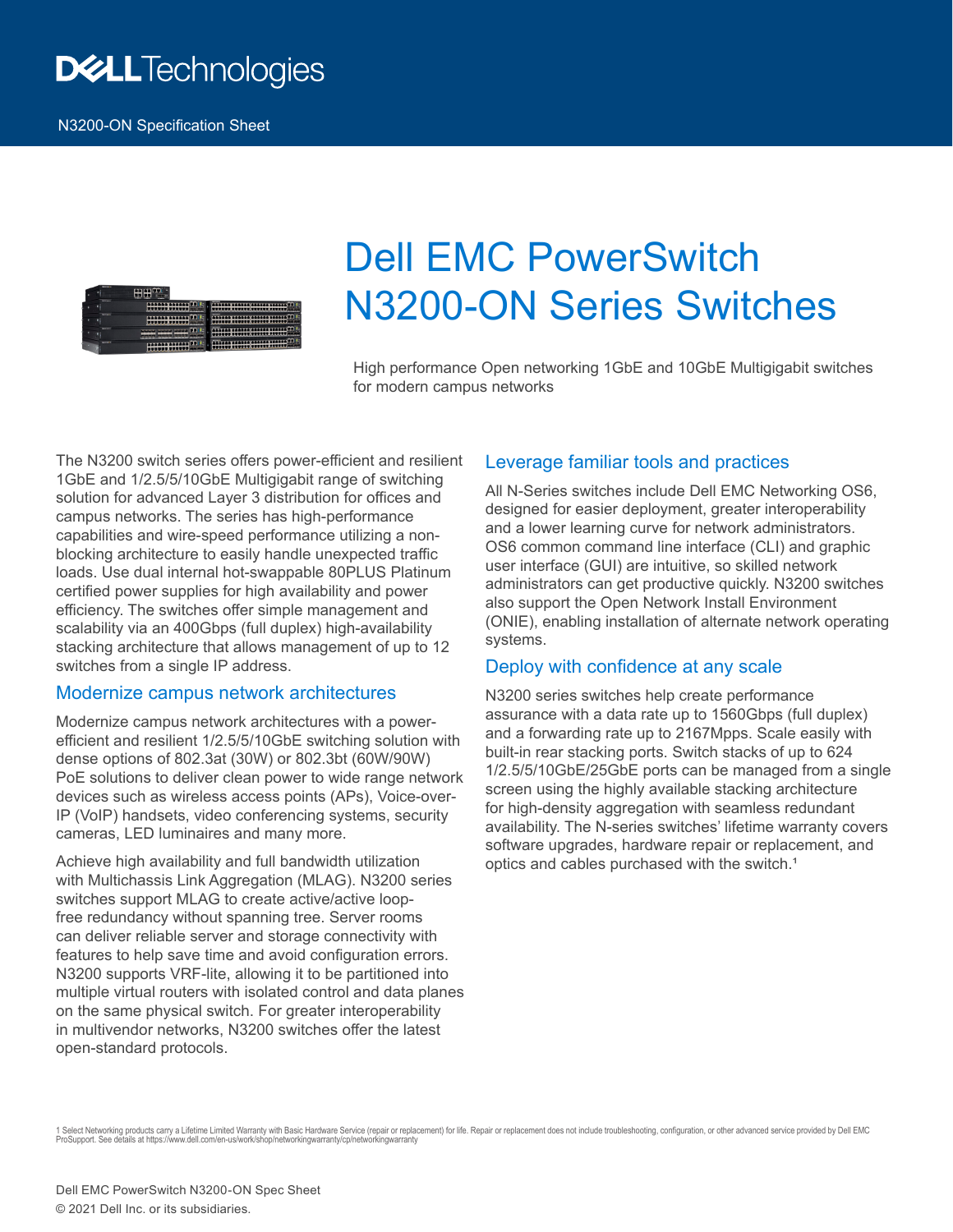Dell Technologies

N3200-ON Specification Sheet

# Dell EMC PowerSwitch N3200-ON Series Switches

High performance Open networking 1GbE and 10GbE Multigigabit switches for modern campus networks

The N3200 switch series offers power-efficient and resilient 1GbE and 1/2.5/5/10GbE Multigigabit range of switching solution for advanced Layer 3 distribution for offices and campus networks. The series has high-performance capabilities and wire-speed performance utilizing a non-blocking architecture to easily handle unexpected traffic loads. Use dual internal hot-swappable 80PLUS Platinum certified power supplies for high availability and power efficiency. The switches offer simple management and scalability via an 400Gbps (full duplex) high-availability stacking architecture that allows management of up to 12 switches from a single IP address.

## Modernize campus network architectures

Modernize campus network architectures with a power-efficient and resilient 1/2.5/5/10GbE switching solution with dense options of 802.3at (30W) or 802.3bt (60W/90W) PoE solutions to deliver clean power to wide range network devices such as wireless access points (APs), Voice-over-IP (VoIP) handsets, video conferencing systems, security cameras, LED luminaires and many more.

Achieve high availability and full bandwidth utilization with Multichassis Link Aggregation (MLAG). N3200 series switches support MLAG to create active/active loop-free redundancy without spanning tree. Server rooms can deliver reliable server and storage connectivity with features to help save time and avoid configuration errors. N3200 supports VRF-lite, allowing it to be partitioned into multiple virtual routers with isolated control and data planes on the same physical switch. For greater interoperability in multivendor networks, N3200 switches offer the latest open-standard protocols.

## Leverage familiar tools and practices

All N-Series switches include Dell EMC Networking OS6, designed for easier deployment, greater interoperability and a lower learning curve for network administrators. OS6 common command line interface (CLI) and graphic user interface (GUI) are intuitive, so skilled network administrators can get productive quickly. N3200 switches also support the Open Network Install Environment (ONIE), enabling installation of alternate network operating systems.

## Deploy with confidence at any scale

N3200 series switches help create performance assurance with a data rate up to 1560Gbps (full duplex) and a forwarding rate up to 2167Mpps. Scale easily with built-in rear stacking ports. Switch stacks of up to 624 1/2.5/5/10GbE/25GbE ports can be managed from a single screen using the highly available stacking architecture for high-density aggregation with seamless redundant availability. The N-series switches' lifetime warranty covers software upgrades, hardware repair or replacement, and optics and cables purchased with the switch.[1]

[1] Select Networking products carry a Lifetime Limited Warranty with Basic Hardware Service (repair or replacement) for life. Repair or replacement does not include troubleshooting, configuration, or other advanced service provided by Dell EMC ProSupport. See details at https://www.dell.com/en-us/work/shop/networkingwarranty/cp/networkingwarranty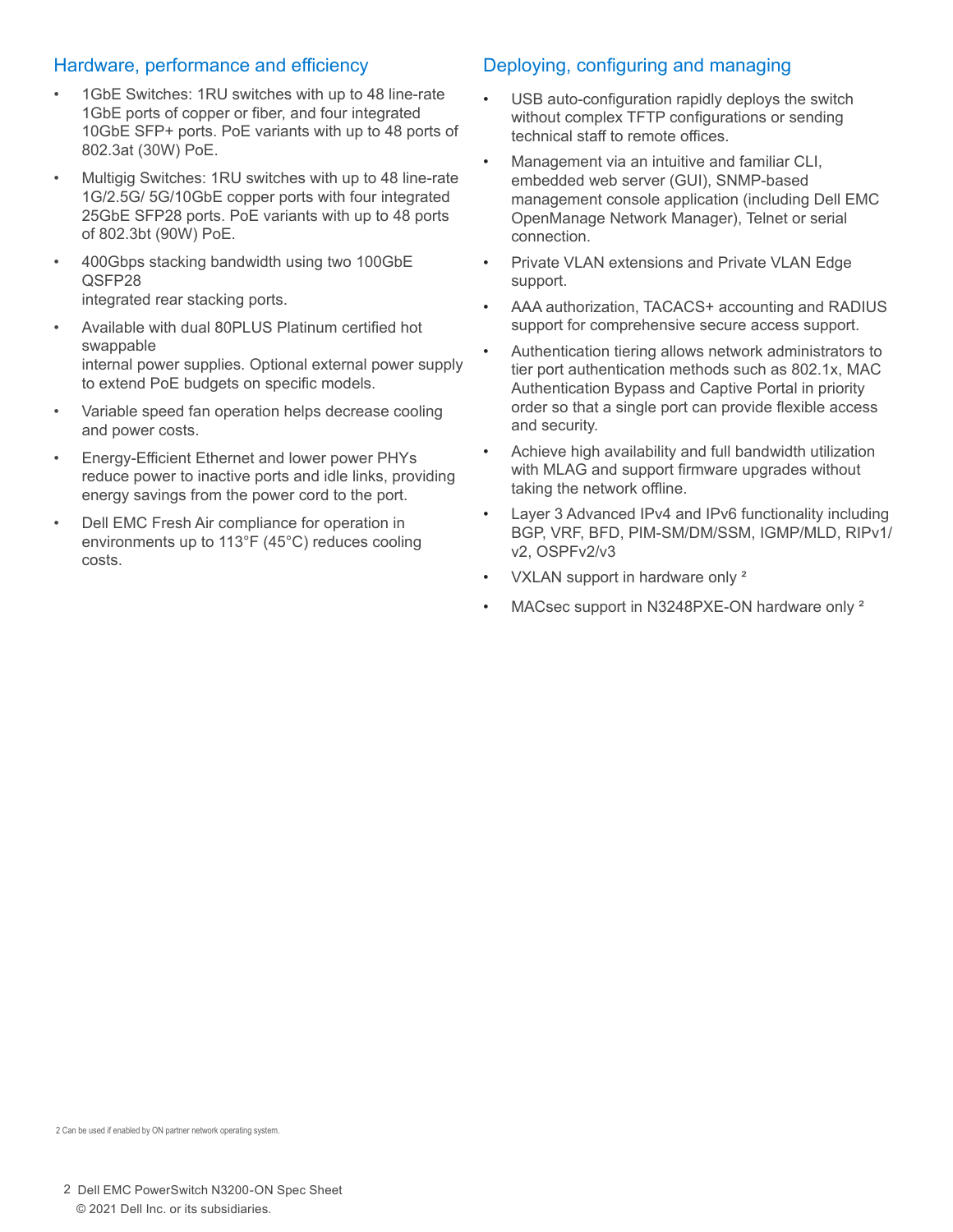## Hardware, performance and efficiency

- 1GbE Switches: 1RU switches with up to 48 line-rate 1GbE ports of copper or fiber, and four integrated 10GbE SFP+ ports. PoE variants with up to 48 ports of 802.3at (30W) PoE.
- Multigig Switches: 1RU switches with up to 48 line-rate 1G/2.5G/ 5G/10GbE copper ports with four integrated 25GbE SFP28 ports. PoE variants with up to 48 ports of 802.3bt (90W) PoE.
- 400Gbps stacking bandwidth using two 100GbE QSFP28 integrated rear stacking ports.
- Available with dual 80PLUS Platinum certified hot swappable internal power supplies. Optional external power supply to extend PoE budgets on specific models.
- Variable speed fan operation helps decrease cooling and power costs.
- Energy-Efficient Ethernet and lower power PHYs reduce power to inactive ports and idle links, providing energy savings from the power cord to the port.
- Dell EMC Fresh Air compliance for operation in environments up to 113°F (45°C) reduces cooling costs.

## Deploying, configuring and managing

- USB auto-configuration rapidly deploys the switch without complex TFTP configurations or sending technical staff to remote offices.
- Management via an intuitive and familiar CLI, embedded web server (GUI), SNMP-based management console application (including Dell EMC OpenManage Network Manager), Telnet or serial connection.
- Private VLAN extensions and Private VLAN Edge support.
- AAA authorization, TACACS+ accounting and RADIUS support for comprehensive secure access support.
- Authentication tiering allows network administrators to tier port authentication methods such as 802.1x, MAC Authentication Bypass and Captive Portal in priority order so that a single port can provide flexible access and security.
- Achieve high availability and full bandwidth utilization with MLAG and support firmware upgrades without taking the network offline.
- Layer 3 Advanced IPv4 and IPv6 functionality including BGP, VRF, BFD, PIM-SM/DM/SSM, IGMP/MLD, RIPv1/v2, OSPFv2/v3
- VXLAN support in hardware only [2]
- MACsec support in N3248PXE-ON hardware only [2]

2 Can be used if enabled by ON partner network operating system.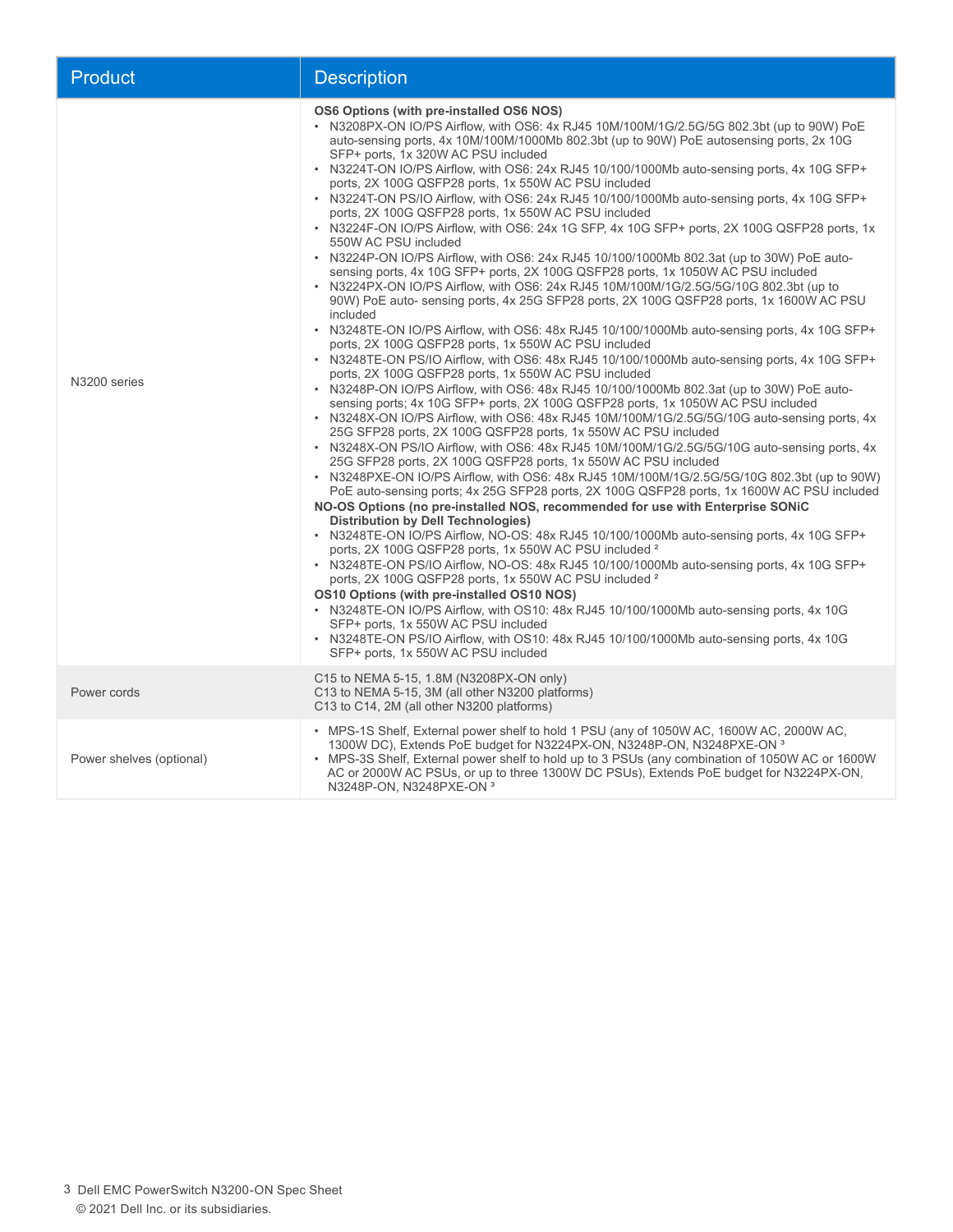| Product | Description |
| --- | --- |
| N3200 series | **OS6 Options (with pre-installed OS6 NOS)**<br>• N3208PX-ON IO/PS Airflow, with OS6: 4x RJ45 10M/100M/1G/2.5G/5G 802.3bt (up to 90W) PoE auto-sensing ports, 4x 10M/100M/1000Mb 802.3bt (up to 90W) PoE autosensing ports, 2x 10G SFP+ ports, 1x 320W AC PSU included<br>• N3224T-ON IO/PS Airflow, with OS6: 24x RJ45 10/100/1000Mb auto-sensing ports, 4x 10G SFP+ ports, 2X 100G QSFP28 ports, 1x 550W AC PSU included<br>• N3224T-ON PS/IO Airflow, with OS6: 24x RJ45 10/100/1000Mb auto-sensing ports, 4x 10G SFP+ ports, 2X 100G QSFP28 ports, 1x 550W AC PSU included<br>• N3224F-ON IO/PS Airflow, with OS6: 24x 1G SFP, 4x 10G SFP+ ports, 2X 100G QSFP28 ports, 1x 550W AC PSU included<br>• N3224P-ON IO/PS Airflow, with OS6: 24x RJ45 10/100/1000Mb 802.3at (up to 30W) PoE auto-sensing ports, 4x 10G SFP+ ports, 2X 100G QSFP28 ports, 1x 1050W AC PSU included<br>• N3224PX-ON IO/PS Airflow, with OS6: 24x RJ45 10M/100M/1G/2.5G/5G/10G 802.3bt (up to 90W) PoE auto- sensing ports, 4x 25G SFP28 ports, 2X 100G QSFP28 ports, 1x 1600W AC PSU included<br>• N3248TE-ON IO/PS Airflow, with OS6: 48x RJ45 10/100/1000Mb auto-sensing ports, 4x 10G SFP+ ports, 2X 100G QSFP28 ports, 1x 550W AC PSU included<br>• N3248TE-ON PS/IO Airflow, with OS6: 48x RJ45 10/100/1000Mb auto-sensing ports, 4x 10G SFP+ ports, 2X 100G QSFP28 ports, 1x 550W AC PSU included<br>• N3248P-ON IO/PS Airflow, with OS6: 48x RJ45 10/100/1000Mb 802.3at (up to 30W) PoE auto-sensing ports; 4x 10G SFP+ ports, 2X 100G QSFP28 ports, 1x 1050W AC PSU included<br>• N3248X-ON IO/PS Airflow, with OS6: 48x RJ45 10M/100M/1G/2.5G/5G/10G auto-sensing ports, 4x 25G SFP28 ports, 2X 100G QSFP28 ports, 1x 550W AC PSU included<br>• N3248X-ON PS/IO Airflow, with OS6: 48x RJ45 10M/100M/1G/2.5G/5G/10G auto-sensing ports, 4x 25G SFP28 ports, 2X 100G QSFP28 ports, 1x 550W AC PSU included<br>• N3248PXE-ON IO/PS Airflow, with OS6: 48x RJ45 10M/100M/1G/2.5G/5G/10G 802.3bt (up to 90W) PoE auto-sensing ports; 4x 25G SFP28 ports, 2X 100G QSFP28 ports, 1x 1600W AC PSU included<br>**NO-OS Options (no pre-installed NOS, recommended for use with Enterprise SONiC Distribution by Dell Technologies)**<br>• N3248TE-ON IO/PS Airflow, NO-OS: 48x RJ45 10/100/1000Mb auto-sensing ports, 4x 10G SFP+ ports, 2X 100G QSFP28 ports, 1x 550W AC PSU included [2]<br>• N3248TE-ON PS/IO Airflow, NO-OS: 48x RJ45 10/100/1000Mb auto-sensing ports, 4x 10G SFP+ ports, 2X 100G QSFP28 ports, 1x 550W AC PSU included [2]<br>**OS10 Options (with pre-installed OS10 NOS)**<br>• N3248TE-ON IO/PS Airflow, with OS10: 48x RJ45 10/100/1000Mb auto-sensing ports, 4x 10G SFP+ ports, 1x 550W AC PSU included<br>• N3248TE-ON PS/IO Airflow, with OS10: 48x RJ45 10/100/1000Mb auto-sensing ports, 4x 10G SFP+ ports, 1x 550W AC PSU included |
| Power cords | C15 to NEMA 5-15, 1.8M (N3208PX-ON only)<br>C13 to NEMA 5-15, 3M (all other N3200 platforms)<br>C13 to C14, 2M (all other N3200 platforms) |
| Power shelves (optional) | • MPS-1S Shelf, External power shelf to hold 1 PSU (any of 1050W AC, 1600W AC, 2000W AC, 1300W DC), Extends PoE budget for N3224PX-ON, N3248P-ON, N3248PXE-ON [3]<br>• MPS-3S Shelf, External power shelf to hold up to 3 PSUs (any combination of 1050W AC or 1600W AC or 2000W AC PSUs, or up to three 1300W DC PSUs), Extends PoE budget for N3224PX-ON, N3248P-ON, N3248PXE-ON [3] |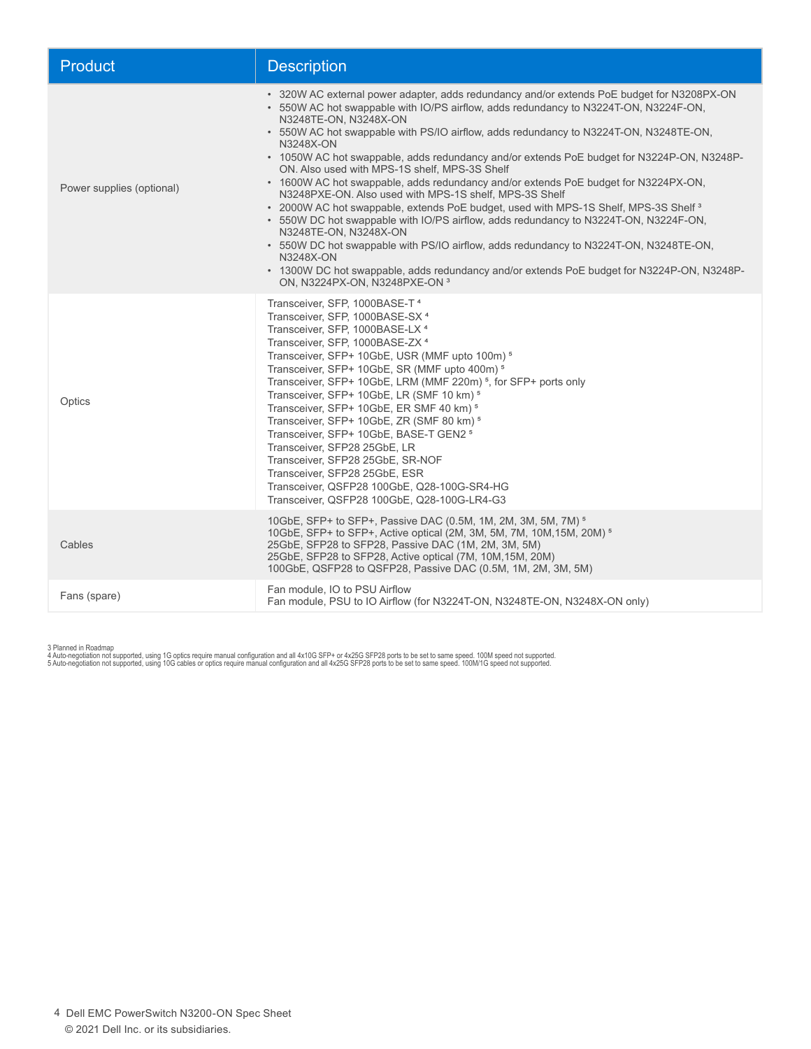| Product | Description |
| --- | --- |
| Power supplies (optional) | • 320W AC external power adapter, adds redundancy and/or extends PoE budget for N3208PX-ON<br>• 550W AC hot swappable with IO/PS airflow, adds redundancy to N3224T-ON, N3224F-ON, N3248TE-ON, N3248X-ON<br>• 550W AC hot swappable with PS/IO airflow, adds redundancy to N3224T-ON, N3248TE-ON, N3248X-ON<br>• 1050W AC hot swappable, adds redundancy and/or extends PoE budget for N3224P-ON, N3248P-ON. Also used with MPS-1S shelf, MPS-3S Shelf<br>• 1600W AC hot swappable, adds redundancy and/or extends PoE budget for N3224PX-ON, N3248PXE-ON. Also used with MPS-1S shelf, MPS-3S Shelf<br>• 2000W AC hot swappable, extends PoE budget, used with MPS-1S Shelf, MPS-3S Shelf [3]<br>• 550W DC hot swappable with IO/PS airflow, adds redundancy to N3224T-ON, N3224F-ON, N3248TE-ON, N3248X-ON<br>• 550W DC hot swappable with PS/IO airflow, adds redundancy to N3224T-ON, N3248TE-ON, N3248X-ON<br>• 1300W DC hot swappable, adds redundancy and/or extends PoE budget for N3224P-ON, N3248P-ON, N3224PX-ON, N3248PXE-ON [3] |
| Optics | Transceiver, SFP, 1000BASE-T [4]<br>Transceiver, SFP, 1000BASE-SX [4]<br>Transceiver, SFP, 1000BASE-LX [4]<br>Transceiver, SFP, 1000BASE-ZX [4]<br>Transceiver, SFP+ 10GbE, USR (MMF upto 100m) [5]<br>Transceiver, SFP+ 10GbE, SR (MMF upto 400m) [5]<br>Transceiver, SFP+ 10GbE, LRM (MMF 220m) [5], for SFP+ ports only<br>Transceiver, SFP+ 10GbE, LR (SMF 10 km) [5]<br>Transceiver, SFP+ 10GbE, ER SMF 40 km) [5]<br>Transceiver, SFP+ 10GbE, ZR (SMF 80 km) [5]<br>Transceiver, SFP+ 10GbE, BASE-T GEN2 [5]<br>Transceiver, SFP28 25GbE, LR<br>Transceiver, SFP28 25GbE, SR-NOF<br>Transceiver, SFP28 25GbE, ESR<br>Transceiver, QSFP28 100GbE, Q28-100G-SR4-HG<br>Transceiver, QSFP28 100GbE, Q28-100G-LR4-G3 |
| Cables | 10GbE, SFP+ to SFP+, Passive DAC (0.5M, 1M, 2M, 3M, 5M, 7M) [5]<br>10GbE, SFP+ to SFP+, Active optical (2M, 3M, 5M, 7M, 10M,15M, 20M) [5]<br>25GbE, SFP28 to SFP28, Passive DAC (1M, 2M, 3M, 5M)<br>25GbE, SFP28 to SFP28, Active optical (7M, 10M,15M, 20M)<br>100GbE, QSFP28 to QSFP28, Passive DAC (0.5M, 1M, 2M, 3M, 5M) |
| Fans (spare) | Fan module, IO to PSU Airflow<br>Fan module, PSU to IO Airflow (for N3224T-ON, N3248TE-ON, N3248X-ON only) |

3 Planned in Roadmap
4 Auto-negotiation not supported, using 1G optics require manual configuration and all 4x10G SFP+ or 4x25G SFP28 ports to be set to same speed. 100M speed not supported.
5 Auto-negotiation not supported, using 10G cables or optics require manual configuration and all 4x25G SFP28 ports to be set to same speed. 100M/1G speed not supported.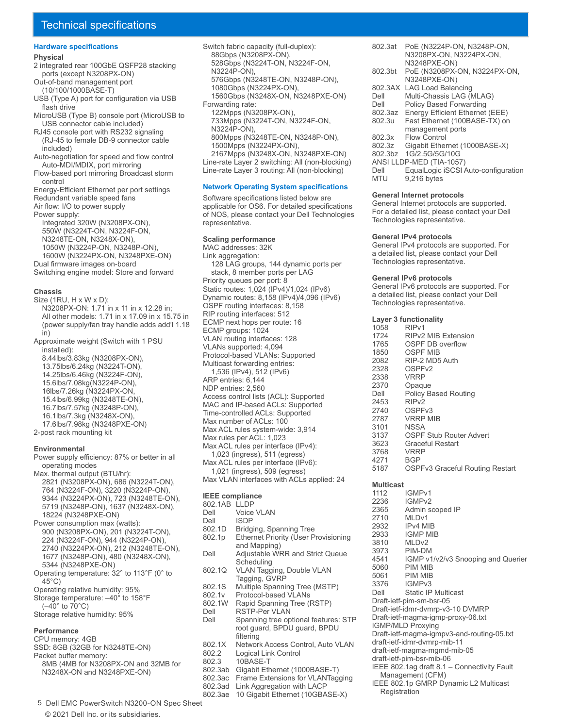# Technical specifications

## Hardware specifications

### Physical

2 integrated rear 100GbE QSFP28 stacking ports (except N3208PX-ON)
Out-of-band management port (10/100/1000BASE-T)
USB (Type A) port for configuration via USB flash drive
MicroUSB (Type B) console port (MicroUSB to USB connector cable included)
RJ45 console port with RS232 signaling (RJ-45 to female DB-9 connector cable included)
Auto-negotiation for speed and flow control Auto-MDI/MDIX, port mirroring
Flow-based port mirroring Broadcast storm control
Energy-Efficient Ethernet per port settings
Redundant variable speed fans
Air flow: I/O to power supply
Power supply:
- Integrated 320W (N3208PX-ON),
- 550W (N3224T-ON, N3224F-ON, N3248TE-ON, N3248X-ON),
- 1050W (N3224P-ON, N3248P-ON),
- 1600W (N3224PX-ON, N3248PXE-ON)

Dual firmware images on-board
Switching engine model: Store and forward

### Chassis

Size (1RU, H x W x D):
- N3208PX-ON: 1.71 in x 11 in x 12.28 in;
- All other models: 1.71 in x 17.09 in x 15.75 in (power supply/fan tray handle adds add'l 1.18 in)

Approximate weight (Switch with 1 PSU installed):
- 8.44lbs/3.83kg (N3208PX-ON),
- 13.75lbs/6.24kg (N3224T-ON),
- 14.25lbs/6.46kg (N3224F-ON),
- 15.6lbs/7.08kg(N3224P-ON),
- 16lbs/7.26kg (N3224PX-ON,
- 15.4lbs/6.99kg (N3248TE-ON),
- 16.7lbs/7.57kg (N3248P-ON),
- 16.1lbs/7.3kg (N3248X-ON),
- 17.6lbs/7.98kg (N3248PXE-ON)

2-post rack mounting kit

### Environmental

Power supply efficiency: 87% or better in all operating modes
Max. thermal output (BTU/hr):
- 2821 (N3208PX-ON), 686 (N3224T-ON), 764 (N3224F-ON), 3220 (N3224P-ON), 9344 (N3224PX-ON), 723 (N3248TE-ON), 5719 (N3248P-ON), 1637 (N3248X-ON), 18224 (N3248PXE-ON)

Power consumption max (watts):
- 900 (N3208PX-ON), 201 (N3224T-ON), 224 (N3224F-ON), 944 (N3224P-ON), 2740 (N3224PX-ON), 212 (N3248TE-ON), 1677 (N3248P-ON), 480 (N3248X-ON), 5344 (N3248PXE-ON)

Operating temperature: 32° to 113°F (0° to 45°C)
Operating relative humidity: 95%
Storage temperature: –40° to 158°F (–40° to 70°C)
Storage relative humidity: 95%

### Performance

CPU memory: 4GB
SSD: 8GB (32GB for N3248TE-ON)
Packet buffer memory:
- 8MB (4MB for N3208PX-ON and 32MB for N3248X-ON and N3248PXE-ON)

Switch fabric capacity (full-duplex):
- 88Gbps (N3208PX-ON),
- 528Gbps (N3224T-ON, N3224F-ON, N3224P-ON),
- 576Gbps (N3248TE-ON, N3248P-ON),
- 1080Gbps (N3224PX-ON),
- 1560Gbps (N3248X-ON, N3248PXE-ON)

Forwarding rate:
- 122Mpps (N3208PX-ON),
- 733Mpps (N3224T-ON, N3224F-ON, N3224P-ON),
- 800Mpps (N3248TE-ON, N3248P-ON),
- 1500Mpps (N3224PX-ON),
- 2167Mpps (N3248X-ON, N3248PXE-ON)

Line-rate Layer 2 switching: All (non-blocking)
Line-rate Layer 3 routing: All (non-blocking)

## Network Operating System specifications

Software specifications listed below are applicable for OS6. For detailed specifications of NOS, please contact your Dell Technologies representative.

### Scaling performance

MAC addresses: 32K
Link aggregation:
- 128 LAG groups, 144 dynamic ports per stack, 8 member ports per LAG

Priority queues per port: 8
Static routes: 1,024 (IPv4)/1,024 (IPv6)
Dynamic routes: 8,158 (IPv4)/4,096 (IPv6)
OSPF routing interfaces: 8,158
RIP routing interfaces: 512
ECMP next hops per route: 16
ECMP groups: 1024
VLAN routing interfaces: 128
VLANs supported: 4,094
Protocol-based VLANs: Supported
Multicast forwarding entries:
- 1,536 (IPv4), 512 (IPv6)

ARP entries: 6,144
NDP entries: 2,560
Access control lists (ACL): Supported
MAC and IP-based ACLs: Supported
Time-controlled ACLs: Supported
Max number of ACLs: 100
Max ACL rules system-wide: 3,914
Max rules per ACL: 1,023
Max ACL rules per interface (IPv4):
- 1,023 (ingress), 511 (egress)

Max ACL rules per interface (IPv6):
- 1,021 (ingress), 509 (egress)

Max VLAN interfaces with ACLs applied: 24

### IEEE compliance

| | |
|---|---|
| 802.1AB | LLDP |
| Dell | Voice VLAN |
| Dell | ISDP |
| 802.1D | Bridging, Spanning Tree |
| 802.1p | Ethernet Priority (User Provisioning and Mapping) |
| Dell | Adjustable WRR and Strict Queue Scheduling |
| 802.1Q | VLAN Tagging, Double VLAN Tagging, GVRP |
| 802.1S | Multiple Spanning Tree (MSTP) |
| 802.1v | Protocol-based VLANs |
| 802.1W | Rapid Spanning Tree (RSTP) |
| Dell | RSTP-Per VLAN |
| Dell | Spanning tree optional features: STP root guard, BPDU guard, BPDU filtering |
| 802.1X | Network Access Control, Auto VLAN |
| 802.2 | Logical Link Control |
| 802.3 | 10BASE-T |
| 802.3ab | Gigabit Ethernet (1000BASE-T) |
| 802.3ac | Frame Extensions for VLANTagging |
| 802.3ad | Link Aggregation with LACP |
| 802.3ae | 10 Gigabit Ethernet (10GBASE-X) |
| 802.3at | PoE (N3224P-ON, N3248P-ON, N3208PX-ON, N3224PX-ON, N3248PXE-ON) |
| 802.3bt | PoE (N3208PX-ON, N3224PX-ON, N3248PXE-ON) |
| 802.3AX | LAG Load Balancing |
| Dell | Multi-Chassis LAG (MLAG) |
| Dell | Policy Based Forwarding |
| 802.3az | Energy Efficient Ethernet (EEE) |
| 802.3u | Fast Ethernet (100BASE-TX) on management ports |
| 802.3x | Flow Control |
| 802.3z | Gigabit Ethernet (1000BASE-X) |
| 802.3bz | 1G/2.5G/5G/10G |
| ANSI | LLDP-MED (TIA-1057) |
| Dell | EqualLogic iSCSI Auto-configuration |
| MTU | 9,216 bytes |

### General Internet protocols

General Internet protocols are supported. For a detailed list, please contact your Dell Technologies representative.

### General IPv4 protocols

General IPv4 protocols are supported. For a detailed list, please contact your Dell Technologies representative.

### General IPv6 protocols

General IPv6 protocols are supported. For a detailed list, please contact your Dell Technologies representative.

### Layer 3 functionality

| | |
|---|---|
| 1058 | RIPv1 |
| 1724 | RIPv2 MIB Extension |
| 1765 | OSPF DB overflow |
| 1850 | OSPF MIB |
| 2082 | RIP-2 MD5 Auth |
| 2328 | OSPFv2 |
| 2338 | VRRP |
| 2370 | Opaque |
| Dell | Policy Based Routing |
| 2453 | RIPv2 |
| 2740 | OSPFv3 |
| 2787 | VRRP MIB |
| 3101 | NSSA |
| 3137 | OSPF Stub Router Advert |
| 3623 | Graceful Restart |
| 3768 | VRRP |
| 4271 | BGP |
| 5187 | OSPFv3 Graceful Routing Restart |

### Multicast

| | |
|---|---|
| 1112 | IGMPv1 |
| 2236 | IGMPv2 |
| 2365 | Admin scoped IP |
| 2710 | MLDv1 |
| 2932 | IPv4 MIB |
| 2933 | IGMP MIB |
| 3810 | MLDv2 |
| 3973 | PIM-DM |
| 4541 | IGMP v1/v2/v3 Snooping and Querier |
| 5060 | PIM MIB |
| 5061 | PIM MIB |
| 3376 | IGMPv3 |
| Dell | Static IP Multicast |

Draft-ietf-pim-sm-bsr-05
Draft-ietf-idmr-dvmrp-v3-10 DVMRP
Draft-ietf-magma-igmp-proxy-06.txt
IGMP/MLD Proxying
Draft-ietf-magma-igmpv3-and-routing-05.txt
draft-ietf-idmr-dvmrp-mib-11
draft-ietf-magma-mgmd-mib-05
draft-ietf-pim-bsr-mib-06
IEEE 802.1ag draft 8.1 – Connectivity Fault Management (CFM)
IEEE 802.1p GMRP Dynamic L2 Multicast Registration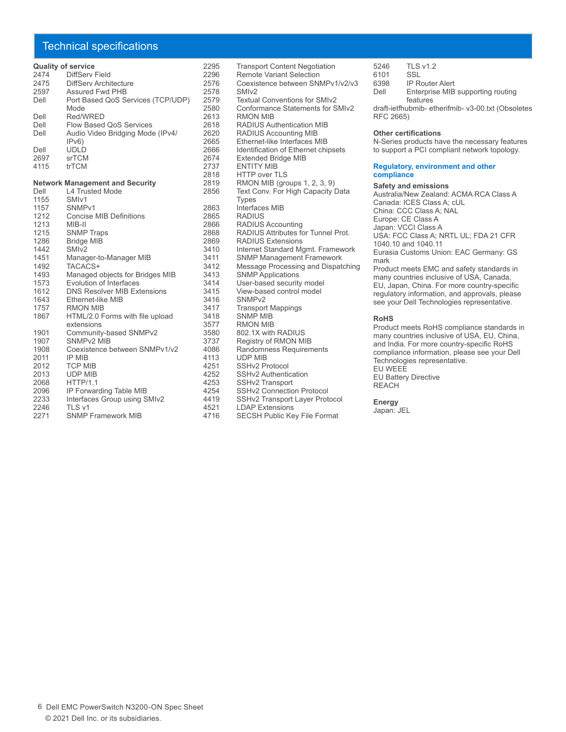## Technical specifications

**Quality of service**

| | |
|---|---|
| 2474 | DiffServ Field |
| 2475 | DiffServ Architecture |
| 2597 | Assured Fwd PHB |
| Dell | Port Based QoS Services (TCP/UDP) Mode |
| Dell | Red/WRED |
| Dell | Flow Based QoS Services |
| Dell | Audio Video Bridging Mode (IPv4/ IPv6) |
| Dell | UDLD |
| 2697 | srTCM |
| 4115 | trTCM |

**Network Management and Security**

| | |
|---|---|
| Dell | L4 Trusted Mode |
| 1155 | SMIv1 |
| 1157 | SNMPv1 |
| 1212 | Concise MIB Definitions |
| 1213 | MIB-II |
| 1215 | SNMP Traps |
| 1286 | Bridge MIB |
| 1442 | SMIv2 |
| 1451 | Manager-to-Manager MIB |
| 1492 | TACACS+ |
| 1493 | Managed objects for Bridges MIB |
| 1573 | Evolution of Interfaces |
| 1612 | DNS Resolver MIB Extensions |
| 1643 | Ethernet-like MIB |
| 1757 | RMON MIB |
| 1867 | HTML/2.0 Forms with file upload extensions |
| 1901 | Community-based SNMPv2 |
| 1907 | SNMPv2 MIB |
| 1908 | Coexistence between SNMPv1/v2 |
| 2011 | IP MIB |
| 2012 | TCP MIB |
| 2013 | UDP MIB |
| 2068 | HTTP/1.1 |
| 2096 | IP Forwarding Table MIB |
| 2233 | Interfaces Group using SMIv2 |
| 2246 | TLS v1 |
| 2271 | SNMP Framework MIB |
| 2295 | Transport Content Negotiation |
| 2296 | Remote Variant Selection |
| 2576 | Coexistence between SNMPv1/v2/v3 |
| 2578 | SMIv2 |
| 2579 | Textual Conventions for SMIv2 |
| 2580 | Conformance Statements for SMIv2 |
| 2613 | RMON MIB |
| 2618 | RADIUS Authentication MIB |
| 2620 | RADIUS Accounting MIB |
| 2665 | Ethernet-like Interfaces MIB |
| 2666 | Identification of Ethernet chipsets |
| 2674 | Extended Bridge MIB |
| 2737 | ENTITY MIB |
| 2818 | HTTP over TLS |
| 2819 | RMON MIB (groups 1, 2, 3, 9) |
| 2856 | Text Conv. For High Capacity Data Types |
| 2863 | Interfaces MIB |
| 2865 | RADIUS |
| 2866 | RADIUS Accounting |
| 2868 | RADIUS Attributes for Tunnel Prot. |
| 2869 | RADIUS Extensions |
| 3410 | Internet Standard Mgmt. Framework |
| 3411 | SNMP Management Framework |
| 3412 | Message Processing and Dispatching |
| 3413 | SNMP Applications |
| 3414 | User-based security model |
| 3415 | View-based control model |
| 3416 | SNMPv2 |
| 3417 | Transport Mappings |
| 3418 | SNMP MIB |
| 3577 | RMON MIB |
| 3580 | 802.1X with RADIUS |
| 3737 | Registry of RMON MIB |
| 4086 | Randomness Requirements |
| 4113 | UDP MIB |
| 4251 | SSHv2 Protocol |
| 4252 | SSHv2 Authentication |
| 4253 | SSHv2 Transport |
| 4254 | SSHv2 Connection Protocol |
| 4419 | SSHv2 Transport Layer Protocol |
| 4521 | LDAP Extensions |
| 4716 | SECSH Public Key File Format |
| 5246 | TLS v1.2 |
| 6101 | SSL |
| 6398 | IP Router Alert |
| Dell | Enterprise MIB supporting routing features |

draft-ietfhubmib- etherifmib- v3-00.txt (Obsoletes RFC 2665)

**Other certifications**

N-Series products have the necessary features to support a PCI compliant network topology.

### Regulatory, environment and other compliance

**Safety and emissions**

Australia/New Zealand: ACMA RCA Class A
Canada: ICES Class A; cUL
China: CCC Class A; NAL
Europe: CE Class A
Japan: VCCI Class A
USA: FCC Class A; NRTL UL; FDA 21 CFR 1040.10 and 1040.11
Eurasia Customs Union: EAC Germany: GS mark
Product meets EMC and safety standards in many countries inclusive of USA, Canada, EU, Japan, China. For more country-specific regulatory information, and approvals, please see your Dell Technologies representative.

**RoHS**

Product meets RoHS compliance standards in many countries inclusive of USA, EU, China, and India. For more country-specific RoHS compliance information, please see your Dell Technologies representative.
EU WEEE
EU Battery Directive
REACH

**Energy**

Japan: JEL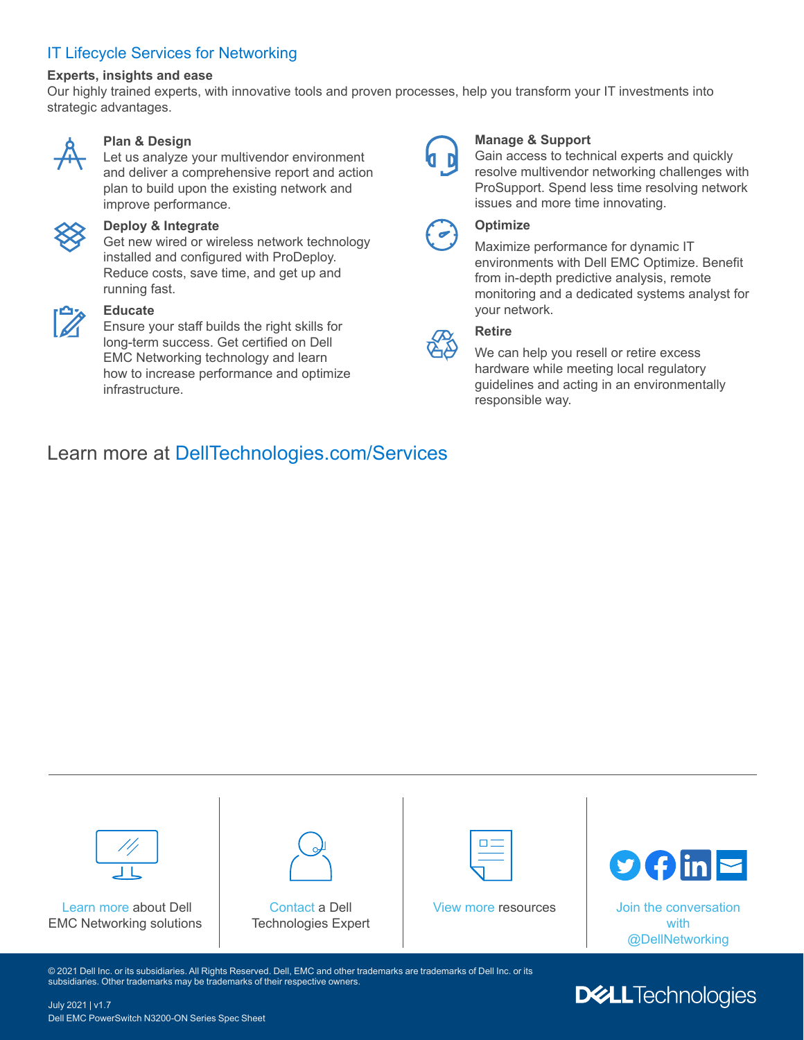## IT Lifecycle Services for Networking

**Experts, insights and ease**
Our highly trained experts, with innovative tools and proven processes, help you transform your IT investments into strategic advantages.

**Plan & Design**
Let us analyze your multivendor environment and deliver a comprehensive report and action plan to build upon the existing network and improve performance.

**Deploy & Integrate**
Get new wired or wireless network technology installed and configured with ProDeploy. Reduce costs, save time, and get up and running fast.

**Educate**
Ensure your staff builds the right skills for long-term success. Get certified on Dell EMC Networking technology and learn how to increase performance and optimize infrastructure.

**Manage & Support**
Gain access to technical experts and quickly resolve multivendor networking challenges with ProSupport. Spend less time resolving network issues and more time innovating.

**Optimize**
Maximize performance for dynamic IT environments with Dell EMC Optimize. Benefit from in-depth predictive analysis, remote monitoring and a dedicated systems analyst for your network.

**Retire**
We can help you resell or retire excess hardware while meeting local regulatory guidelines and acting in an environmentally responsible way.

## Learn more at DellTechnologies.com/Services

Learn more about Dell EMC Networking solutions

Contact a Dell Technologies Expert

View more resources

Join the conversation with @DellNetworking

© 2021 Dell Inc. or its subsidiaries. All Rights Reserved. Dell, EMC and other trademarks are trademarks of Dell Inc. or its subsidiaries. Other trademarks may be trademarks of their respective owners.

July 2021 | v1.7
Dell EMC PowerSwitch N3200-ON Series Spec Sheet